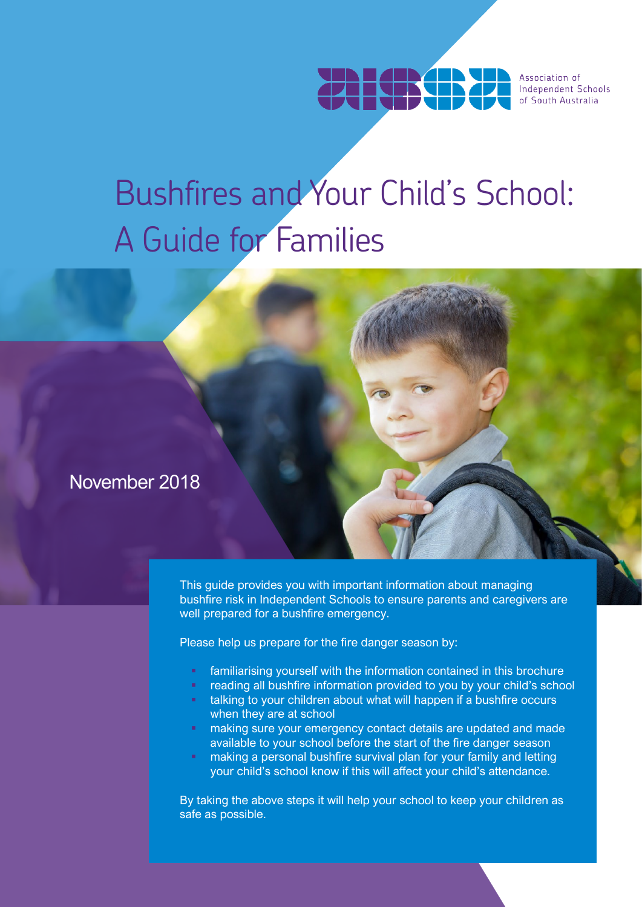Association of Independent Schools of South Australia

# Bushfires and Your Child's School: A Guide for Families

November 2018

This guide provides you with important information about managing bushfire risk in Independent Schools to ensure parents and caregivers are well prepared for a bushfire emergency.

Please help us prepare for the fire danger season by:

- familiarising yourself with the information contained in this brochure
- reading all bushfire information provided to you by your child's school
- talking to your children about what will happen if a bushfire occurs when they are at school
- making sure your emergency contact details are updated and made available to your school before the start of the fire danger season
- making a personal bushfire survival plan for your family and letting your child's school know if this will affect your child's attendance.

By taking the above steps it will help your school to keep your children as safe as possible.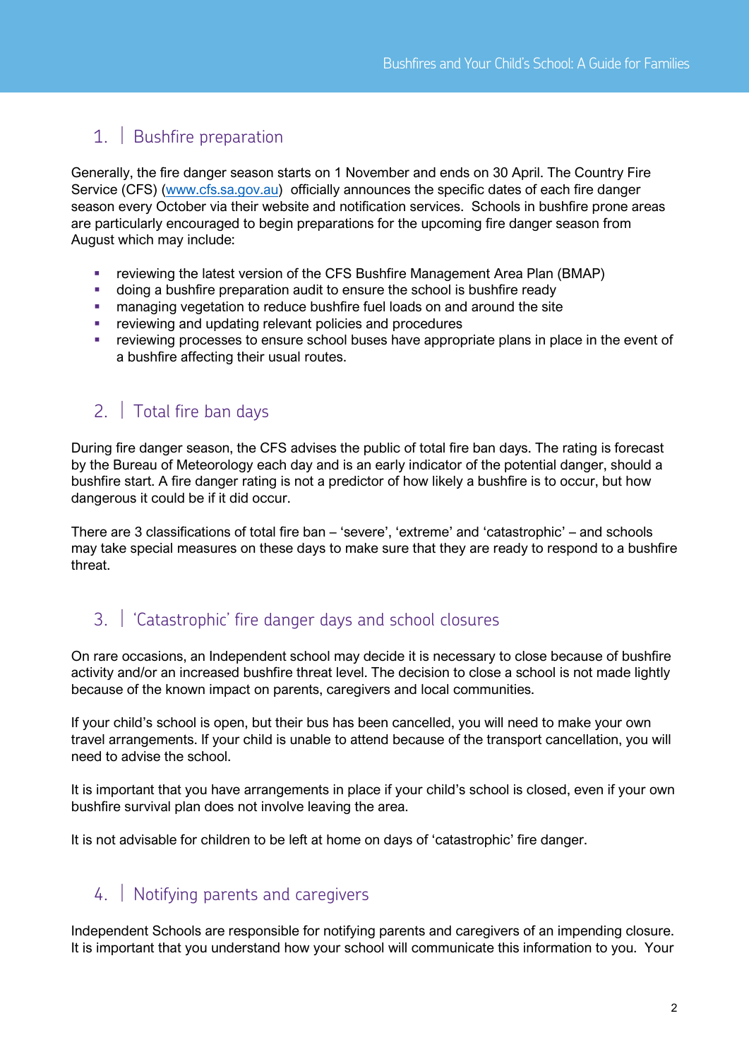## 1. | Bushfire preparation

Generally, the fire danger season starts on 1 November and ends on 30 April. The Country Fire Service (CFS) (www.cfs.sa.gov.au) officially announces the specific dates of each fire danger season every October via their website and notification services. Schools in bushfire prone areas are particularly encouraged to begin preparations for the upcoming fire danger season from August which may include:

- reviewing the latest version of the CFS Bushfire Management Area Plan (BMAP)
- doing a bushfire preparation audit to ensure the school is bushfire ready
- managing vegetation to reduce bushfire fuel loads on and around the site
- reviewing and updating relevant policies and procedures
- reviewing processes to ensure school buses have appropriate plans in place in the event of a bushfire affecting their usual routes.

## 2. | Total fire ban days

During fire danger season, the CFS advises the public of total fire ban days. The rating is forecast by the Bureau of Meteorology each day and is an early indicator of the potential danger, should a bushfire start. A fire danger rating is not a predictor of how likely a bushfire is to occur, but how dangerous it could be if it did occur.

There are 3 classifications of total fire ban – 'severe', 'extreme' and 'catastrophic' – and schools may take special measures on these days to make sure that they are ready to respond to a bushfire threat.

## 3. | 'Catastrophic' fire danger days and school closures

On rare occasions, an Independent school may decide it is necessary to close because of bushfire activity and/or an increased bushfire threat level. The decision to close a school is not made lightly because of the known impact on parents, caregivers and local communities.

If your child's school is open, but their bus has been cancelled, you will need to make your own travel arrangements. If your child is unable to attend because of the transport cancellation, you will need to advise the school.

It is important that you have arrangements in place if your child's school is closed, even if your own bushfire survival plan does not involve leaving the area.

It is not advisable for children to be left at home on days of 'catastrophic' fire danger.

## 4. | Notifying parents and caregivers

Independent Schools are responsible for notifying parents and caregivers of an impending closure. It is important that you understand how your school will communicate this information to you. Your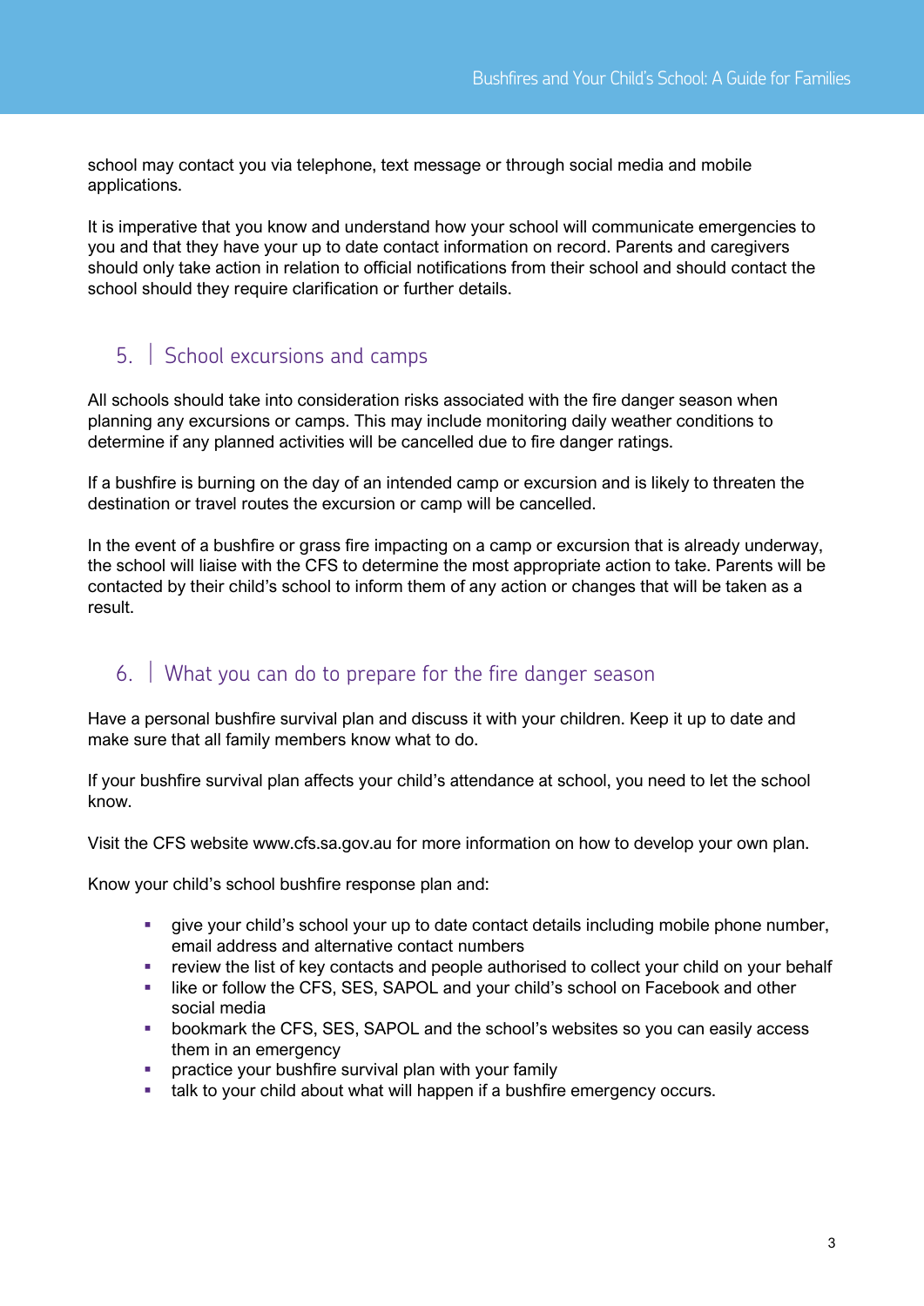school may contact you via telephone, text message or through social media and mobile applications.

It is imperative that you know and understand how your school will communicate emergencies to you and that they have your up to date contact information on record. Parents and caregivers should only take action in relation to official notifications from their school and should contact the school should they require clarification or further details.

## 5. | School excursions and camps

All schools should take into consideration risks associated with the fire danger season when planning any excursions or camps. This may include monitoring daily weather conditions to determine if any planned activities will be cancelled due to fire danger ratings.

If a bushfire is burning on the day of an intended camp or excursion and is likely to threaten the destination or travel routes the excursion or camp will be cancelled.

In the event of a bushfire or grass fire impacting on a camp or excursion that is already underway, the school will liaise with the CFS to determine the most appropriate action to take. Parents will be contacted by their child's school to inform them of any action or changes that will be taken as a result.

## 6. | What you can do to prepare for the fire danger season

Have a personal bushfire survival plan and discuss it with your children. Keep it up to date and make sure that all family members know what to do.

If your bushfire survival plan affects your child's attendance at school, you need to let the school know.

Visit the CFS website www.cfs.sa.gov.au for more information on how to develop your own plan.

Know your child's school bushfire response plan and:

- give your child's school your up to date contact details including mobile phone number, email address and alternative contact numbers
- review the list of key contacts and people authorised to collect your child on your behalf
- like or follow the CFS, SES, SAPOL and your child's school on Facebook and other social media
- bookmark the CFS, SES, SAPOL and the school's websites so you can easily access them in an emergency
- practice your bushfire survival plan with your family
- talk to your child about what will happen if a bushfire emergency occurs.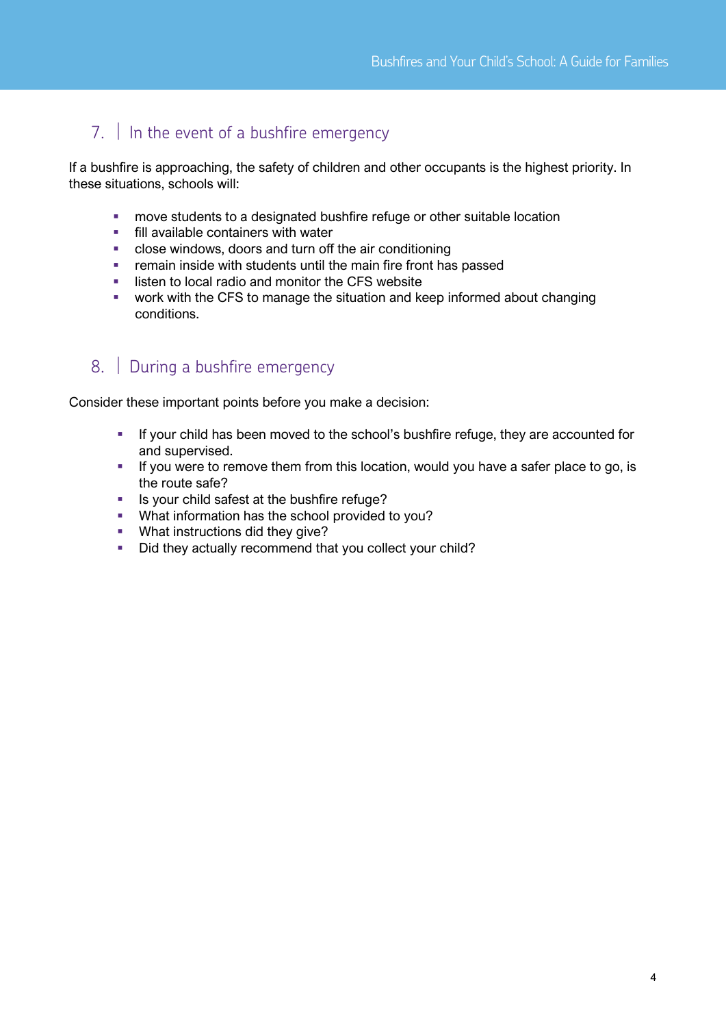## 7. | In the event of a bushfire emergency

If a bushfire is approaching, the safety of children and other occupants is the highest priority. In these situations, schools will:

- move students to a designated bushfire refuge or other suitable location
- fill available containers with water
- close windows, doors and turn off the air conditioning
- remain inside with students until the main fire front has passed
- listen to local radio and monitor the CFS website
- work with the CFS to manage the situation and keep informed about changing conditions.

## 8. | During a bushfire emergency

Consider these important points before you make a decision:

- If your child has been moved to the school's bushfire refuge, they are accounted for and supervised.
- If you were to remove them from this location, would you have a safer place to go, is the route safe?
- Is your child safest at the bushfire refuge?
- What information has the school provided to you?
- What instructions did they give?
- Did they actually recommend that you collect your child?